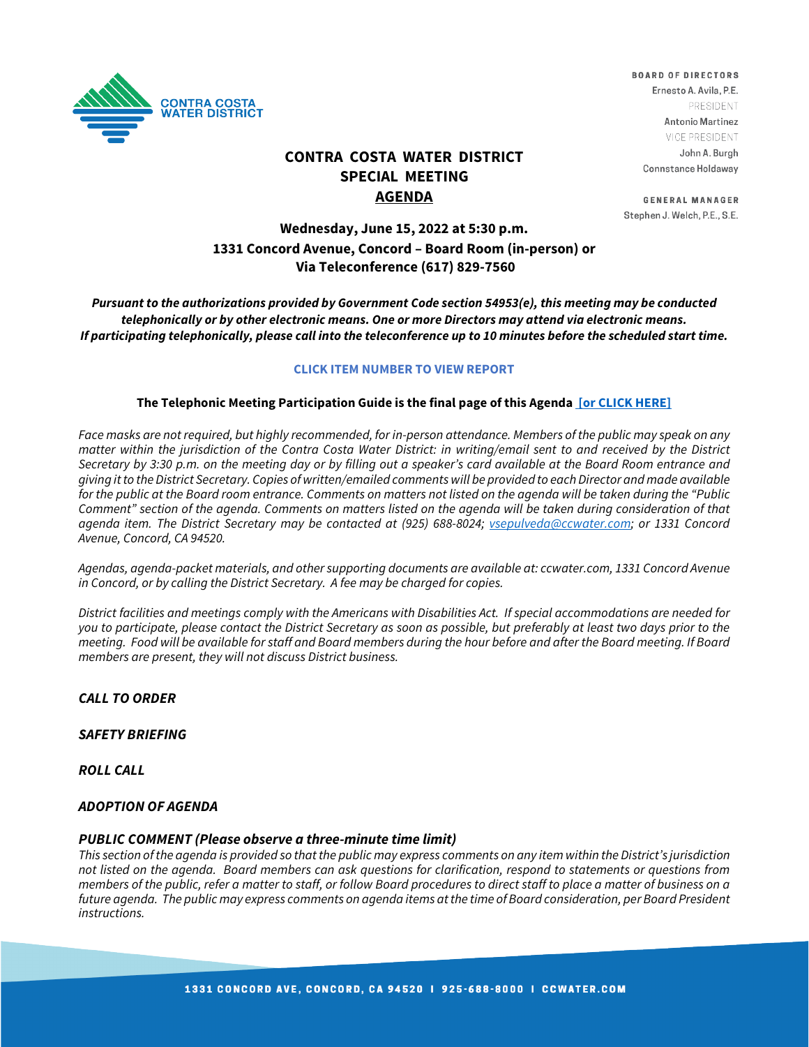CONTRA COSTA WATER DISTRICT

**BOARD OF DIRECTORS**
Ernesto A. Avila, P.E.
PRESIDENT
Antonio Martinez
VICE PRESIDENT
John A. Burgh
Connstance Holdaway

**GENERAL MANAGER**
Stephen J. Welch, P.E., S.E.

# CONTRA COSTA WATER DISTRICT SPECIAL MEETING AGENDA

## Wednesday, June 15, 2022 at 5:30 p.m.
## 1331 Concord Avenue, Concord – Board Room (in-person) or Via Teleconference (617) 829-7560

***Pursuant to the authorizations provided by Government Code section 54953(e), this meeting may be conducted telephonically or by other electronic means. One or more Directors may attend via electronic means. If participating telephonically, please call into the teleconference up to 10 minutes before the scheduled start time.***

**CLICK ITEM NUMBER TO VIEW REPORT**

**The Telephonic Meeting Participation Guide is the final page of this Agenda [or CLICK HERE]**

*Face masks are not required, but highly recommended, for in-person attendance. Members of the public may speak on any matter within the jurisdiction of the Contra Costa Water District: in writing/email sent to and received by the District Secretary by 3:30 p.m. on the meeting day or by filling out a speaker's card available at the Board Room entrance and giving it to the District Secretary. Copies of written/emailed comments will be provided to each Director and made available for the public at the Board room entrance. Comments on matters not listed on the agenda will be taken during the "Public Comment" section of the agenda. Comments on matters listed on the agenda will be taken during consideration of that agenda item. The District Secretary may be contacted at (925) 688-8024; vsepulveda@ccwater.com; or 1331 Concord Avenue, Concord, CA 94520.*

*Agendas, agenda-packet materials, and other supporting documents are available at: ccwater.com, 1331 Concord Avenue in Concord, or by calling the District Secretary. A fee may be charged for copies.*

*District facilities and meetings comply with the Americans with Disabilities Act. If special accommodations are needed for you to participate, please contact the District Secretary as soon as possible, but preferably at least two days prior to the meeting. Food will be available for staff and Board members during the hour before and after the Board meeting. If Board members are present, they will not discuss District business.*

***CALL TO ORDER***

***SAFETY BRIEFING***

***ROLL CALL***

***ADOPTION OF AGENDA***

***PUBLIC COMMENT (Please observe a three-minute time limit)***

*This section of the agenda is provided so that the public may express comments on any item within the District's jurisdiction not listed on the agenda. Board members can ask questions for clarification, respond to statements or questions from members of the public, refer a matter to staff, or follow Board procedures to direct staff to place a matter of business on a future agenda. The public may express comments on agenda items at the time of Board consideration, per Board President instructions.*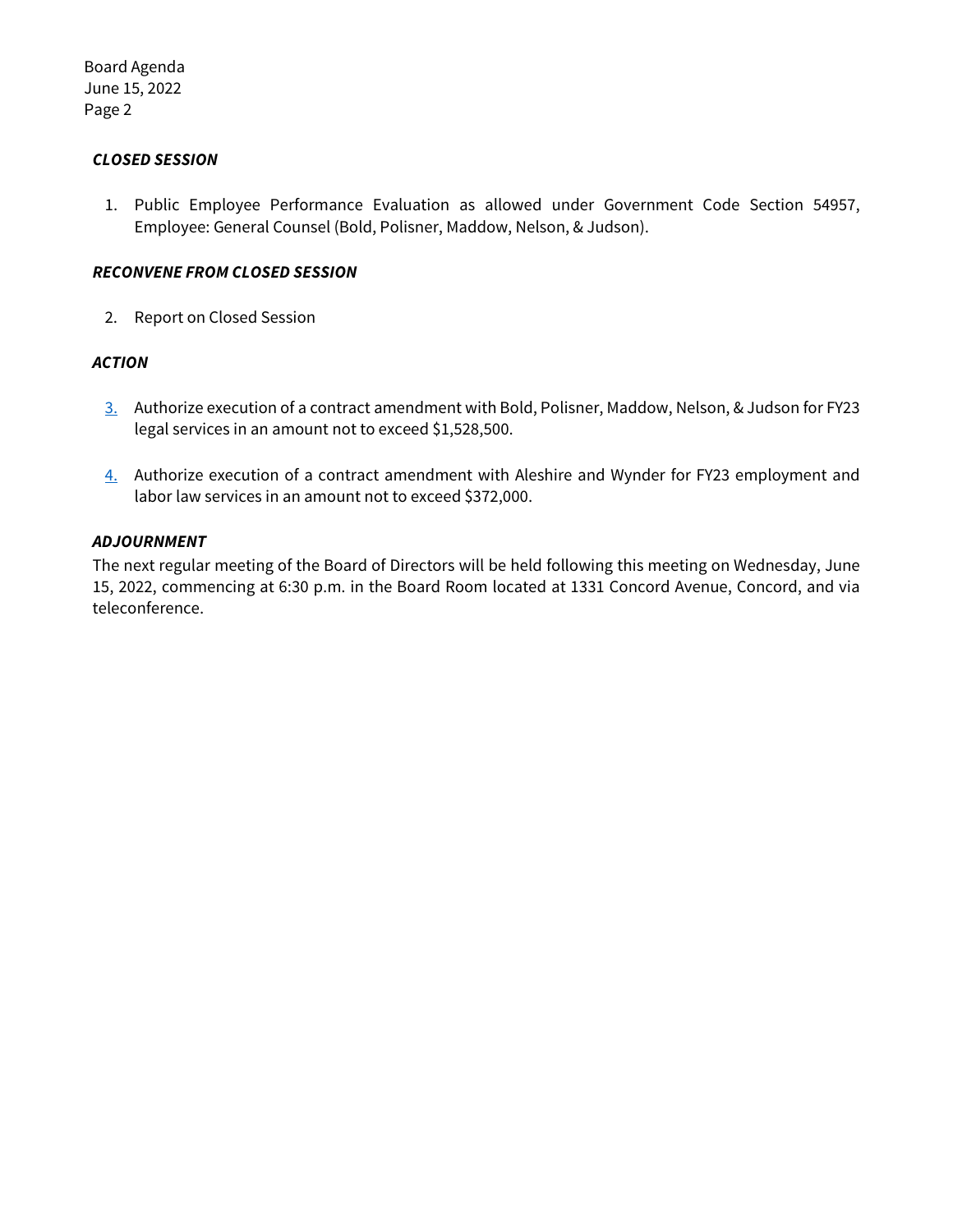***CLOSED SESSION***

1. Public Employee Performance Evaluation as allowed under Government Code Section 54957, Employee: General Counsel (Bold, Polisner, Maddow, Nelson, & Judson).

***RECONVENE FROM CLOSED SESSION***

2. Report on Closed Session

***ACTION***

3. Authorize execution of a contract amendment with Bold, Polisner, Maddow, Nelson, & Judson for FY23 legal services in an amount not to exceed $1,528,500.

4. Authorize execution of a contract amendment with Aleshire and Wynder for FY23 employment and labor law services in an amount not to exceed $372,000.

***ADJOURNMENT***

The next regular meeting of the Board of Directors will be held following this meeting on Wednesday, June 15, 2022, commencing at 6:30 p.m. in the Board Room located at 1331 Concord Avenue, Concord, and via teleconference.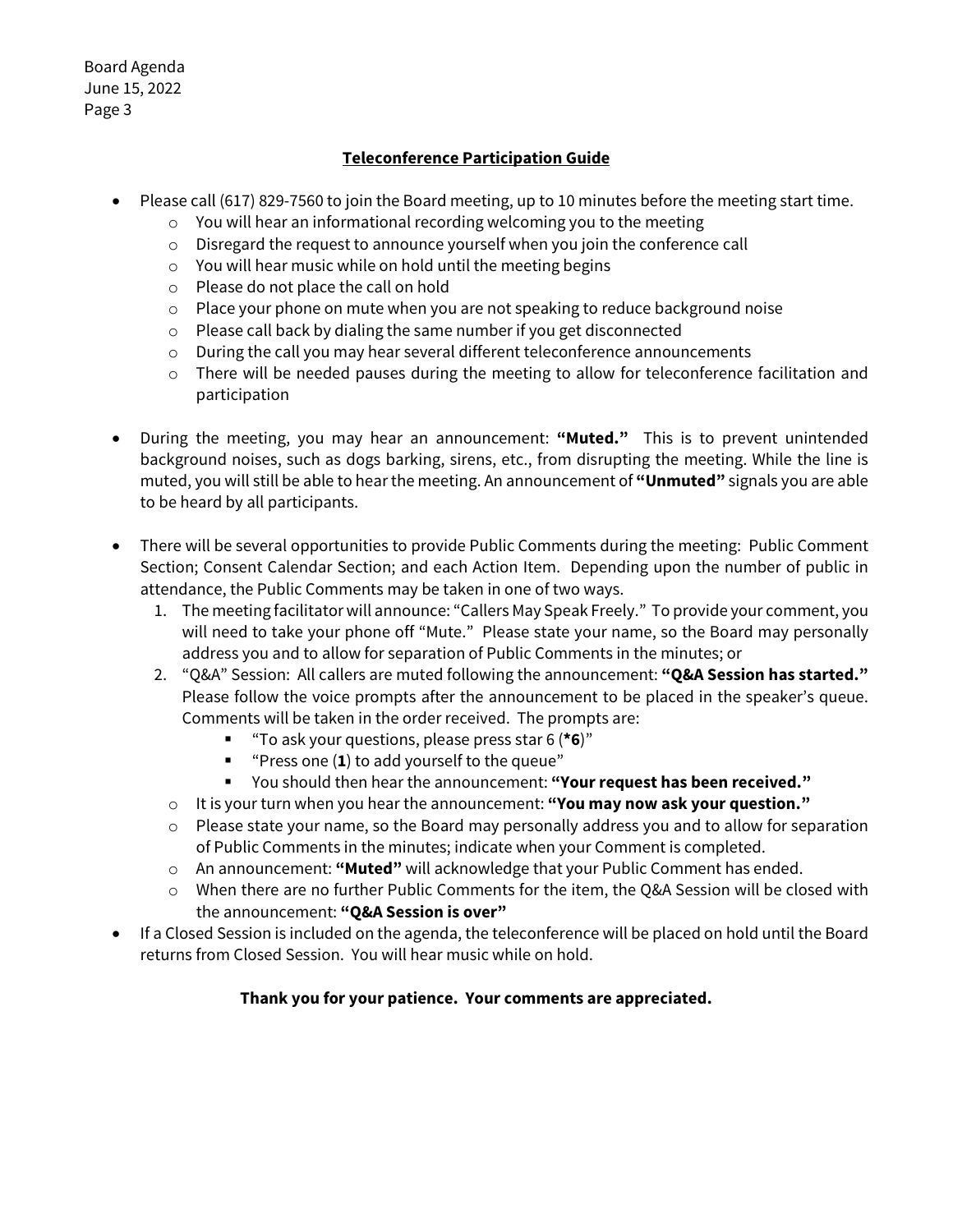## **Teleconference Participation Guide**

- Please call (617) 829-7560 to join the Board meeting, up to 10 minutes before the meeting start time.
  - You will hear an informational recording welcoming you to the meeting
  - Disregard the request to announce yourself when you join the conference call
  - You will hear music while on hold until the meeting begins
  - Please do not place the call on hold
  - Place your phone on mute when you are not speaking to reduce background noise
  - Please call back by dialing the same number if you get disconnected
  - During the call you may hear several different teleconference announcements
  - There will be needed pauses during the meeting to allow for teleconference facilitation and participation

- During the meeting, you may hear an announcement: **"Muted."** This is to prevent unintended background noises, such as dogs barking, sirens, etc., from disrupting the meeting. While the line is muted, you will still be able to hear the meeting. An announcement of **"Unmuted"** signals you are able to be heard by all participants.

- There will be several opportunities to provide Public Comments during the meeting: Public Comment Section; Consent Calendar Section; and each Action Item. Depending upon the number of public in attendance, the Public Comments may be taken in one of two ways.
  1. The meeting facilitator will announce: "Callers May Speak Freely." To provide your comment, you will need to take your phone off "Mute." Please state your name, so the Board may personally address you and to allow for separation of Public Comments in the minutes; or
  2. "Q&A" Session: All callers are muted following the announcement: **"Q&A Session has started."** Please follow the voice prompts after the announcement to be placed in the speaker's queue. Comments will be taken in the order received. The prompts are:
     - "To ask your questions, please press star 6 (**\*6**)"
     - "Press one (**1**) to add yourself to the queue"
     - You should then hear the announcement: **"Your request has been received."**
  - It is your turn when you hear the announcement: **"You may now ask your question."**
  - Please state your name, so the Board may personally address you and to allow for separation of Public Comments in the minutes; indicate when your Comment is completed.
  - An announcement: **"Muted"** will acknowledge that your Public Comment has ended.
  - When there are no further Public Comments for the item, the Q&A Session will be closed with the announcement: **"Q&A Session is over"**
- If a Closed Session is included on the agenda, the teleconference will be placed on hold until the Board returns from Closed Session. You will hear music while on hold.

**Thank you for your patience. Your comments are appreciated.**